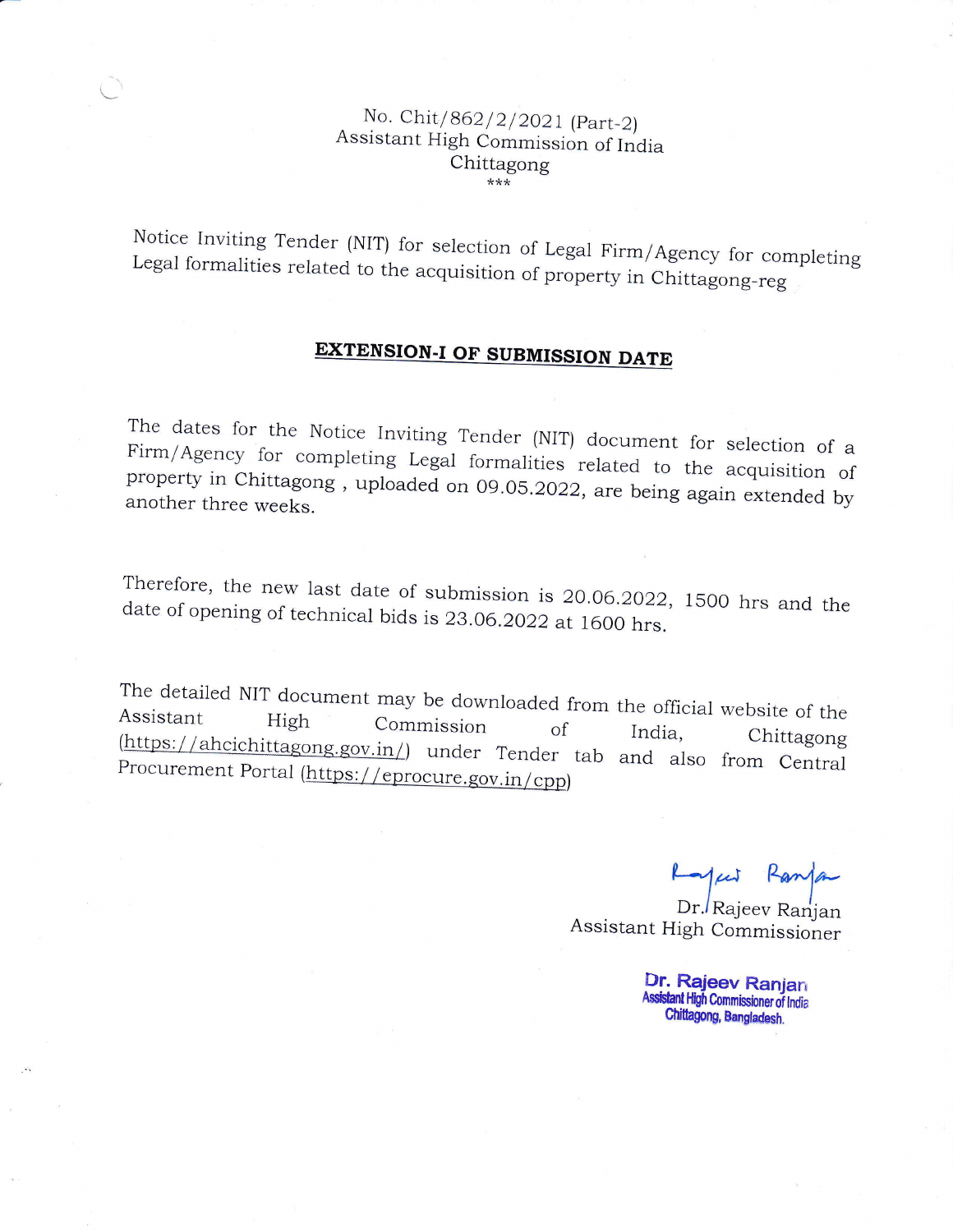No. Chit/862/2/2021 (Part-2)
Assistant High Commission of India
Chittagong
***

Notice Inviting Tender (NIT) for selection of Legal Firm/Agency for completing Legal formalities related to the acquisition of property in Chittagong-reg

**EXTENSION-I OF SUBMISSION DATE**

The dates for the Notice Inviting Tender (NIT) document for selection of a Firm/Agency for completing Legal formalities related to the acquisition of property in Chittagong , uploaded on 09.05.2022, are being again extended by another three weeks.

Therefore, the new last date of submission is 20.06.2022, 1500 hrs and the date of opening of technical bids is 23.06.2022 at 1600 hrs.

The detailed NIT document may be downloaded from the official website of the Assistant High Commission of India, Chittagong (https://ahcichittagong.gov.in/) under Tender tab and also from Central Procurement Portal (https://eprocure.gov.in/cpp)

Dr. Rajeev Ranjan
Assistant High Commissioner

Dr. Rajeev Ranjan
Assistant High Commissioner of India
Chittagong, Bangladesh.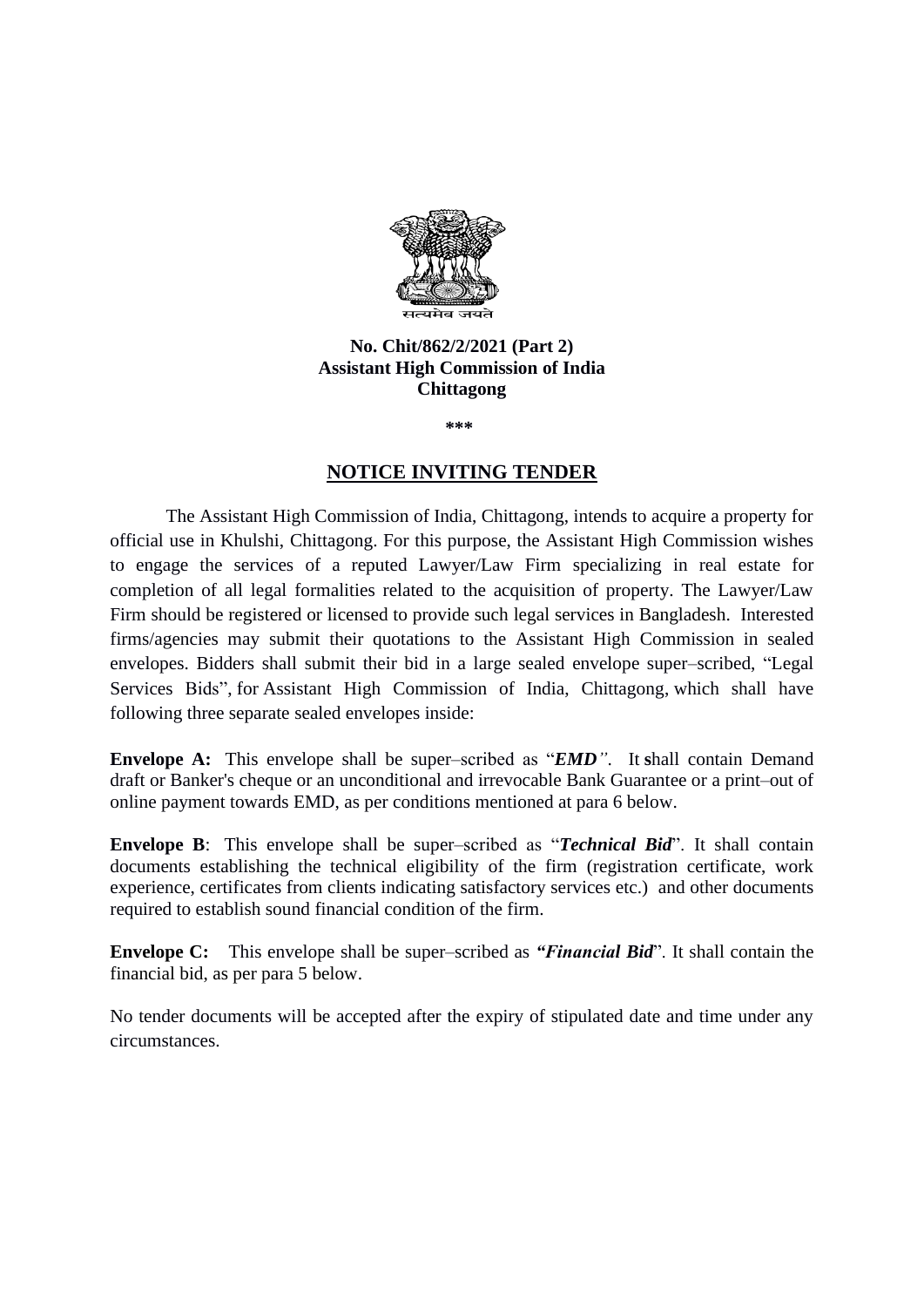सत्यमेव जयते

**No. Chit/862/2/2021 (Part 2)**
**Assistant High Commission of India**
**Chittagong**

**\*\*\***

## NOTICE INVITING TENDER

The Assistant High Commission of India, Chittagong, intends to acquire a property for official use in Khulshi, Chittagong. For this purpose, the Assistant High Commission wishes to engage the services of a reputed Lawyer/Law Firm specializing in real estate for completion of all legal formalities related to the acquisition of property. The Lawyer/Law Firm should be registered or licensed to provide such legal services in Bangladesh. Interested firms/agencies may submit their quotations to the Assistant High Commission in sealed envelopes. Bidders shall submit their bid in a large sealed envelope super–scribed, "Legal Services Bids", for Assistant High Commission of India, Chittagong, which shall have following three separate sealed envelopes inside:

**Envelope A:** This envelope shall be super–scribed as "***EMD***". It shall contain Demand draft or Banker's cheque or an unconditional and irrevocable Bank Guarantee or a print–out of online payment towards EMD, as per conditions mentioned at para 6 below.

**Envelope B**: This envelope shall be super–scribed as "***Technical Bid***". It shall contain documents establishing the technical eligibility of the firm (registration certificate, work experience, certificates from clients indicating satisfactory services etc.) and other documents required to establish sound financial condition of the firm.

**Envelope C:** This envelope shall be super–scribed as ***"Financial Bid***". It shall contain the financial bid, as per para 5 below.

No tender documents will be accepted after the expiry of stipulated date and time under any circumstances.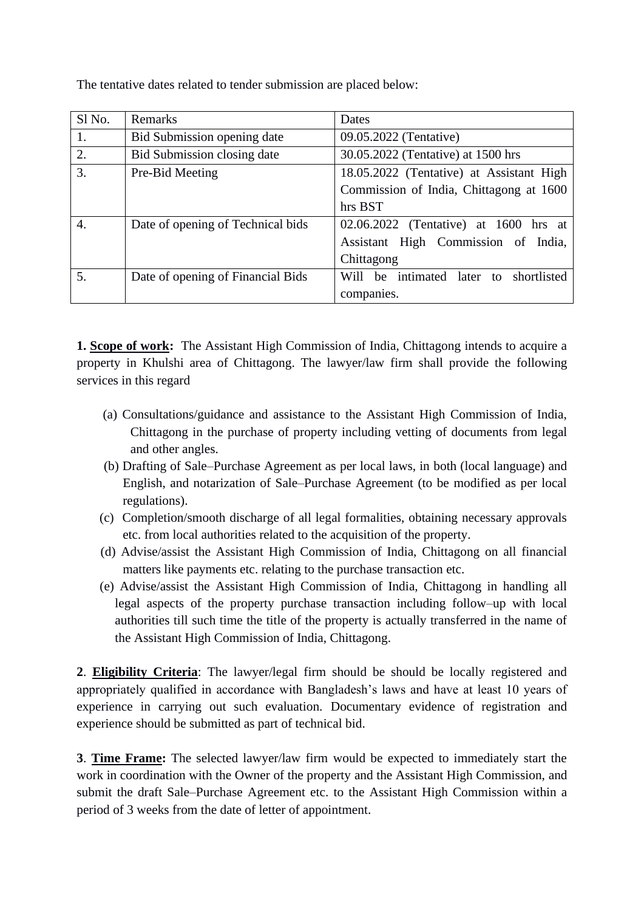The tentative dates related to tender submission are placed below:

| Sl No. | Remarks | Dates |
|---|---|---|
| 1. | Bid Submission opening date | 09.05.2022 (Tentative) |
| 2. | Bid Submission closing date | 30.05.2022 (Tentative) at 1500 hrs |
| 3. | Pre-Bid Meeting | 18.05.2022 (Tentative) at Assistant High Commission of India, Chittagong at 1600 hrs BST |
| 4. | Date of opening of Technical bids | 02.06.2022 (Tentative) at 1600 hrs at Assistant High Commission of India, Chittagong |
| 5. | Date of opening of Financial Bids | Will be intimated later to shortlisted companies. |

**1. <u>Scope of work</u>:** The Assistant High Commission of India, Chittagong intends to acquire a property in Khulshi area of Chittagong. The lawyer/law firm shall provide the following services in this regard

(a) Consultations/guidance and assistance to the Assistant High Commission of India, Chittagong in the purchase of property including vetting of documents from legal and other angles.

(b) Drafting of Sale–Purchase Agreement as per local laws, in both (local language) and English, and notarization of Sale–Purchase Agreement (to be modified as per local regulations).

(c) Completion/smooth discharge of all legal formalities, obtaining necessary approvals etc. from local authorities related to the acquisition of the property.

(d) Advise/assist the Assistant High Commission of India, Chittagong on all financial matters like payments etc. relating to the purchase transaction etc.

(e) Advise/assist the Assistant High Commission of India, Chittagong in handling all legal aspects of the property purchase transaction including follow–up with local authorities till such time the title of the property is actually transferred in the name of the Assistant High Commission of India, Chittagong.

**2**. **<u>Eligibility Criteria</u>**: The lawyer/legal firm should be should be locally registered and appropriately qualified in accordance with Bangladesh's laws and have at least 10 years of experience in carrying out such evaluation. Documentary evidence of registration and experience should be submitted as part of technical bid.

**3**. **<u>Time Frame</u>:** The selected lawyer/law firm would be expected to immediately start the work in coordination with the Owner of the property and the Assistant High Commission, and submit the draft Sale–Purchase Agreement etc. to the Assistant High Commission within a period of 3 weeks from the date of letter of appointment.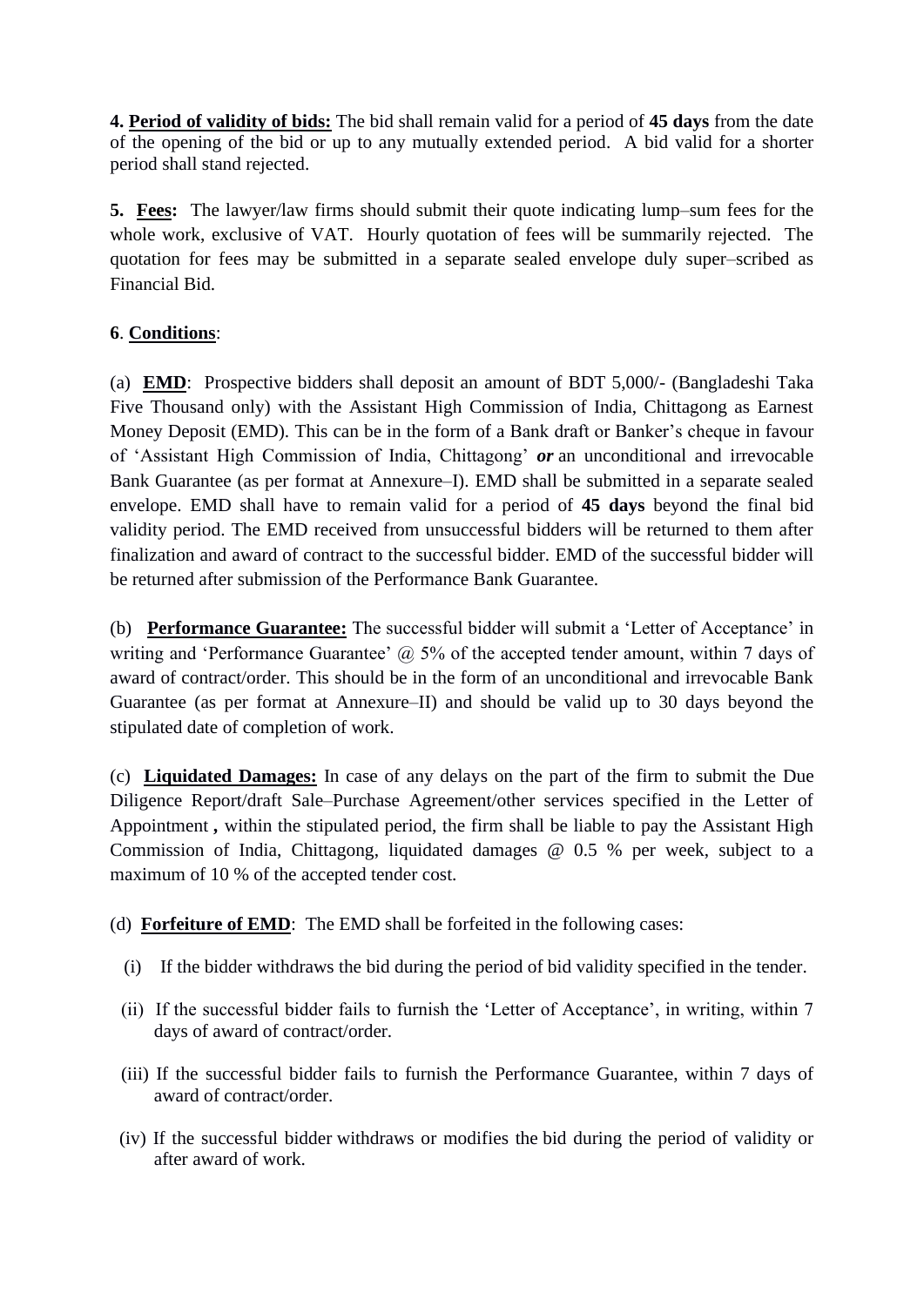**4. <u>Period of validity of bids:</u>** The bid shall remain valid for a period of **45 days** from the date of the opening of the bid or up to any mutually extended period. A bid valid for a shorter period shall stand rejected.

**5. <u>Fees:</u>** The lawyer/law firms should submit their quote indicating lump–sum fees for the whole work, exclusive of VAT. Hourly quotation of fees will be summarily rejected. The quotation for fees may be submitted in a separate sealed envelope duly super–scribed as Financial Bid.

**6**. **<u>Conditions</u>**:

(a) **<u>EMD</u>**: Prospective bidders shall deposit an amount of BDT 5,000/- (Bangladeshi Taka Five Thousand only) with the Assistant High Commission of India, Chittagong as Earnest Money Deposit (EMD). This can be in the form of a Bank draft or Banker's cheque in favour of 'Assistant High Commission of India, Chittagong' ***or*** an unconditional and irrevocable Bank Guarantee (as per format at Annexure–I). EMD shall be submitted in a separate sealed envelope. EMD shall have to remain valid for a period of **45 days** beyond the final bid validity period. The EMD received from unsuccessful bidders will be returned to them after finalization and award of contract to the successful bidder. EMD of the successful bidder will be returned after submission of the Performance Bank Guarantee.

(b) **<u>Performance Guarantee:</u>** The successful bidder will submit a 'Letter of Acceptance' in writing and 'Performance Guarantee' @ 5% of the accepted tender amount, within 7 days of award of contract/order. This should be in the form of an unconditional and irrevocable Bank Guarantee (as per format at Annexure–II) and should be valid up to 30 days beyond the stipulated date of completion of work.

(c) **<u>Liquidated Damages:</u>** In case of any delays on the part of the firm to submit the Due Diligence Report/draft Sale–Purchase Agreement/other services specified in the Letter of Appointment **,** within the stipulated period, the firm shall be liable to pay the Assistant High Commission of India, Chittagong, liquidated damages @ 0.5 % per week, subject to a maximum of 10 % of the accepted tender cost.

(d) **<u>Forfeiture of EMD</u>**: The EMD shall be forfeited in the following cases:

(i) If the bidder withdraws the bid during the period of bid validity specified in the tender.

(ii) If the successful bidder fails to furnish the 'Letter of Acceptance', in writing, within 7 days of award of contract/order.

(iii) If the successful bidder fails to furnish the Performance Guarantee, within 7 days of award of contract/order.

(iv) If the successful bidder withdraws or modifies the bid during the period of validity or after award of work.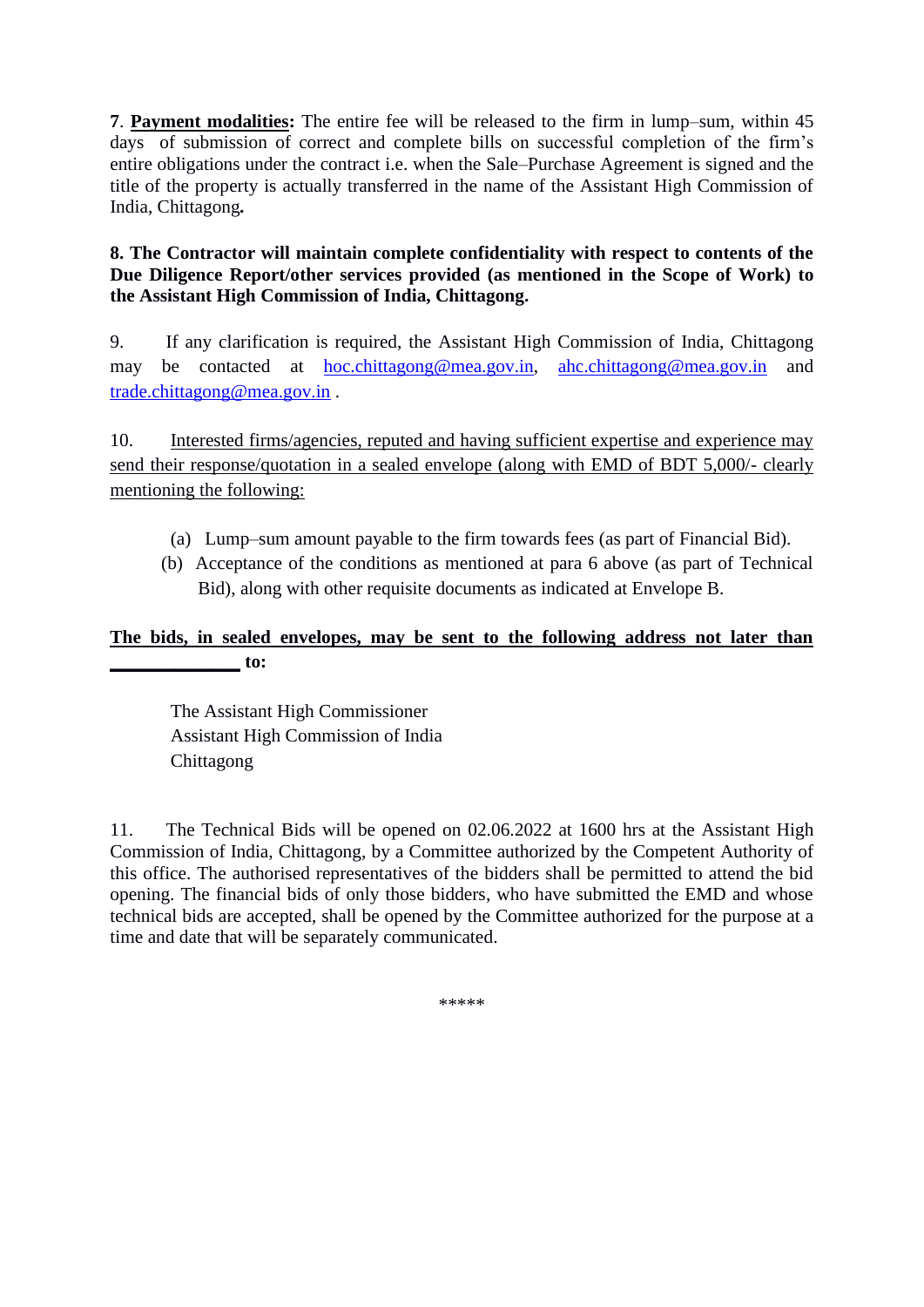**7**. **<u>Payment modalities</u>:** The entire fee will be released to the firm in lump–sum, within 45 days of submission of correct and complete bills on successful completion of the firm's entire obligations under the contract i.e. when the Sale–Purchase Agreement is signed and the title of the property is actually transferred in the name of the Assistant High Commission of India, Chittagong**.**

**8. The Contractor will maintain complete confidentiality with respect to contents of the Due Diligence Report/other services provided (as mentioned in the Scope of Work) to the Assistant High Commission of India, Chittagong.**

9. If any clarification is required, the Assistant High Commission of India, Chittagong may be contacted at hoc.chittagong@mea.gov.in, ahc.chittagong@mea.gov.in and trade.chittagong@mea.gov.in .

10. <u>Interested firms/agencies, reputed and having sufficient expertise and experience may send their response/quotation in a sealed envelope (along with EMD of BDT 5,000/- clearly mentioning the following:</u>

(a) Lump–sum amount payable to the firm towards fees (as part of Financial Bid).

(b) Acceptance of the conditions as mentioned at para 6 above (as part of Technical Bid), along with other requisite documents as indicated at Envelope B.

**<u>The bids, in sealed envelopes, may be sent to the following address not later than</u> ______________ to:**

The Assistant High Commissioner
Assistant High Commission of India
Chittagong

11. The Technical Bids will be opened on 02.06.2022 at 1600 hrs at the Assistant High Commission of India, Chittagong, by a Committee authorized by the Competent Authority of this office. The authorised representatives of the bidders shall be permitted to attend the bid opening. The financial bids of only those bidders, who have submitted the EMD and whose technical bids are accepted, shall be opened by the Committee authorized for the purpose at a time and date that will be separately communicated.

*****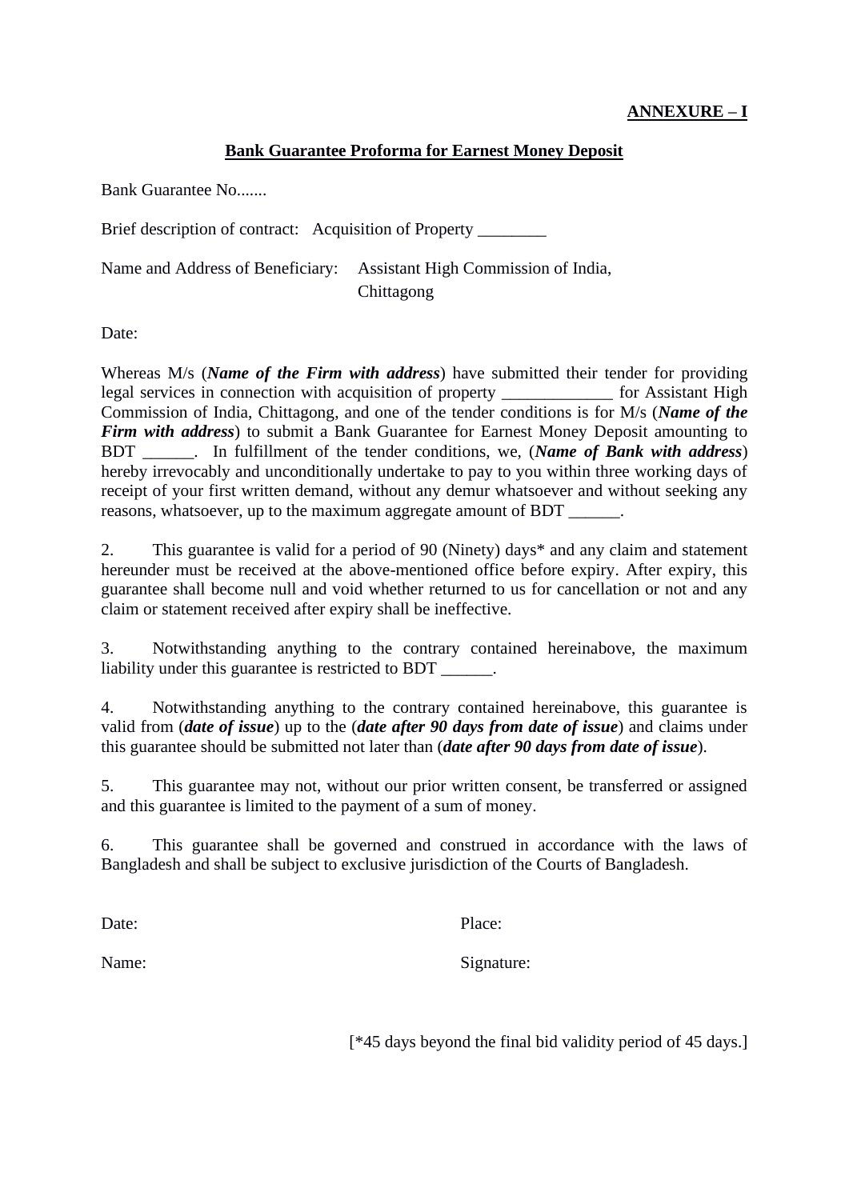**ANNEXURE – I**

## Bank Guarantee Proforma for Earnest Money Deposit

Bank Guarantee No.......

Brief description of contract: Acquisition of Property ________

Name and Address of Beneficiary: Assistant High Commission of India, Chittagong

Date:

Whereas M/s (***Name of the Firm with address***) have submitted their tender for providing legal services in connection with acquisition of property _____________ for Assistant High Commission of India, Chittagong, and one of the tender conditions is for M/s (***Name of the Firm with address***) to submit a Bank Guarantee for Earnest Money Deposit amounting to BDT ______. In fulfillment of the tender conditions, we, (***Name of Bank with address***) hereby irrevocably and unconditionally undertake to pay to you within three working days of receipt of your first written demand, without any demur whatsoever and without seeking any reasons, whatsoever, up to the maximum aggregate amount of BDT ______.

2. This guarantee is valid for a period of 90 (Ninety) days* and any claim and statement hereunder must be received at the above-mentioned office before expiry. After expiry, this guarantee shall become null and void whether returned to us for cancellation or not and any claim or statement received after expiry shall be ineffective.

3. Notwithstanding anything to the contrary contained hereinabove, the maximum liability under this guarantee is restricted to BDT ______.

4. Notwithstanding anything to the contrary contained hereinabove, this guarantee is valid from (***date of issue***) up to the (***date after 90 days from date of issue***) and claims under this guarantee should be submitted not later than (***date after 90 days from date of issue***).

5. This guarantee may not, without our prior written consent, be transferred or assigned and this guarantee is limited to the payment of a sum of money.

6. This guarantee shall be governed and construed in accordance with the laws of Bangladesh and shall be subject to exclusive jurisdiction of the Courts of Bangladesh.

Date: Place:

Name: Signature:

[*45 days beyond the final bid validity period of 45 days.]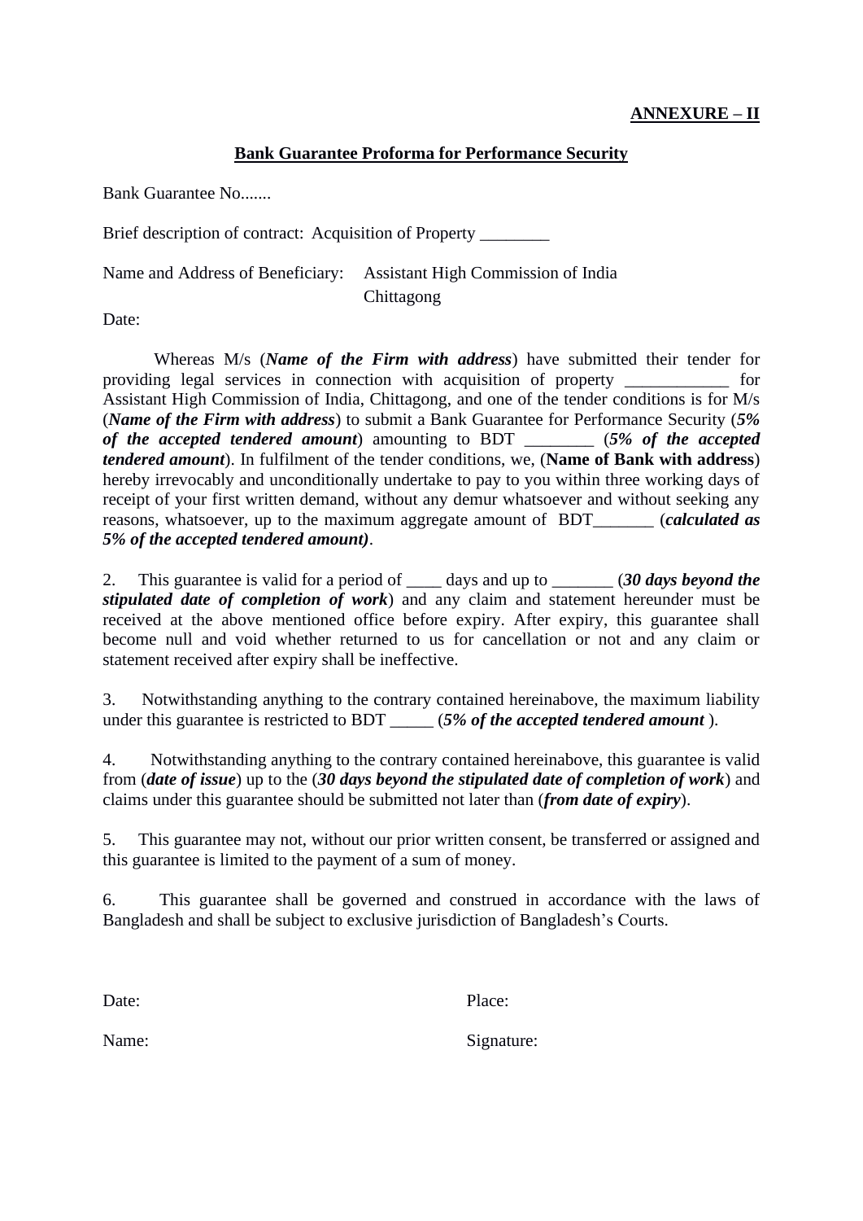**ANNEXURE – II**

**Bank Guarantee Proforma for Performance Security**

Bank Guarantee No.......

Brief description of contract: Acquisition of Property ________

Name and Address of Beneficiary: Assistant High Commission of India
Chittagong

Date:

Whereas M/s (***Name of the Firm with address***) have submitted their tender for providing legal services in connection with acquisition of property ____________ for Assistant High Commission of India, Chittagong, and one of the tender conditions is for M/s (***Name of the Firm with address***) to submit a Bank Guarantee for Performance Security (***5% of the accepted tendered amount***) amounting to BDT ________ (***5% of the accepted tendered amount***). In fulfilment of the tender conditions, we, (**Name of Bank with address**) hereby irrevocably and unconditionally undertake to pay to you within three working days of receipt of your first written demand, without any demur whatsoever and without seeking any reasons, whatsoever, up to the maximum aggregate amount of BDT_______ (***calculated as 5% of the accepted tendered amount)***.

2. This guarantee is valid for a period of ____ days and up to _______ (***30 days beyond the stipulated date of completion of work***) and any claim and statement hereunder must be received at the above mentioned office before expiry. After expiry, this guarantee shall become null and void whether returned to us for cancellation or not and any claim or statement received after expiry shall be ineffective.

3. Notwithstanding anything to the contrary contained hereinabove, the maximum liability under this guarantee is restricted to BDT _____ (***5% of the accepted tendered amount*** ).

4. Notwithstanding anything to the contrary contained hereinabove, this guarantee is valid from (***date of issue***) up to the (***30 days beyond the stipulated date of completion of work***) and claims under this guarantee should be submitted not later than (***from date of expiry***).

5. This guarantee may not, without our prior written consent, be transferred or assigned and this guarantee is limited to the payment of a sum of money.

6. This guarantee shall be governed and construed in accordance with the laws of Bangladesh and shall be subject to exclusive jurisdiction of Bangladesh's Courts.

Date: Place:

Name: Signature: